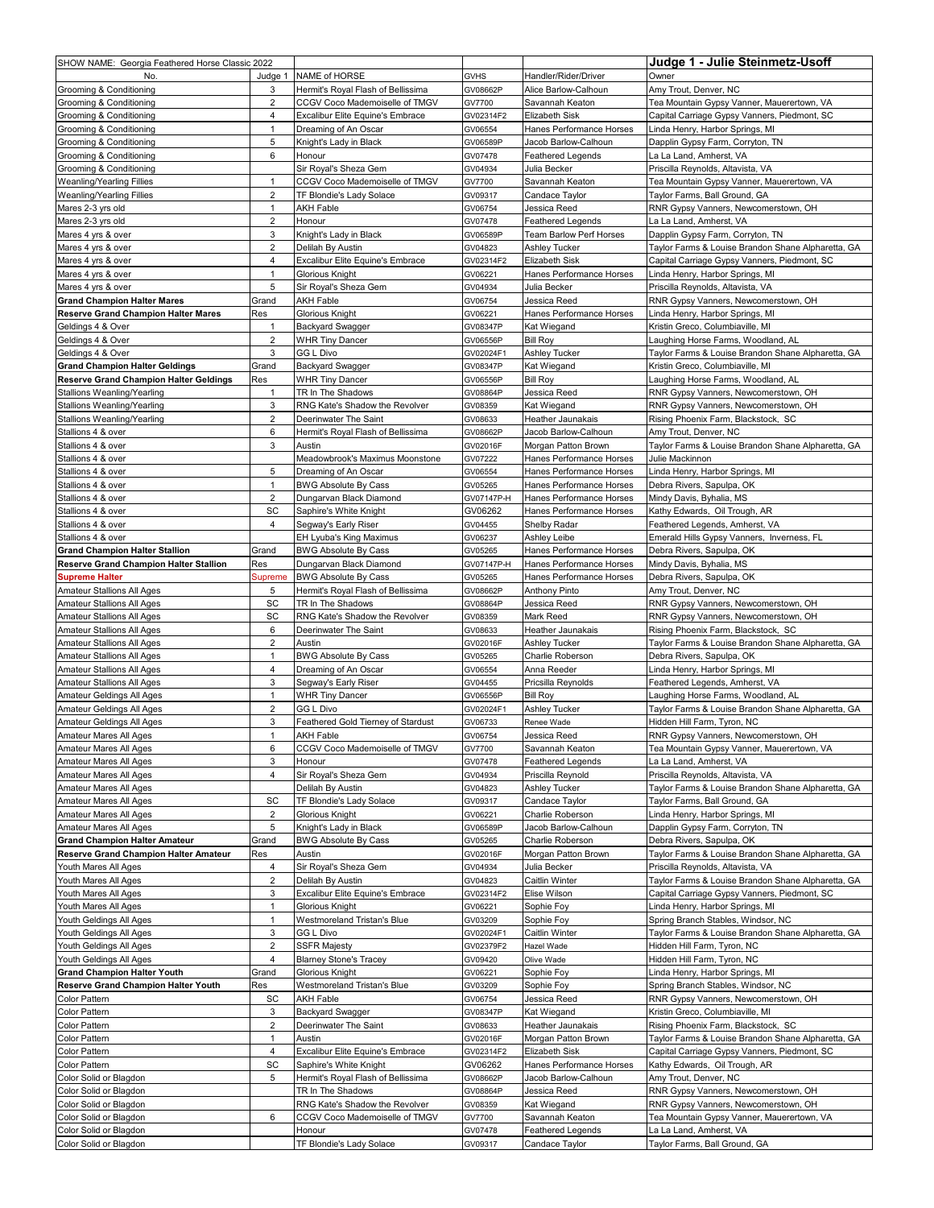| SHOW NAME: Georgia Feathered Horse Classic 2022 | | | | | **Judge 1 - Julie Steinmetz-Usoff** |
|---|---|---|---|---|---|
| No. | Judge 1 | NAME of HORSE | GVHS | Handler/Rider/Driver | Owner |
| Grooming & Conditioning | 3 | Hermit's Royal Flash of Bellissima | GV08662P | Alice Barlow-Calhoun | Amy Trout, Denver, NC |
| Grooming & Conditioning | 2 | CCGV Coco Mademoiselle of TMGV | GV7700 | Savannah Keaton | Tea Mountain Gypsy Vanner, Mauerertown, VA |
| Grooming & Conditioning | 4 | Excalibur Elite Equine's Embrace | GV02314F2 | Elizabeth Sisk | Capital Carriage Gypsy Vanners, Piedmont, SC |
| Grooming & Conditioning | 1 | Dreaming of An Oscar | GV06554 | Hanes Performance Horses | Linda Henry, Harbor Springs, MI |
| Grooming & Conditioning | 5 | Knight's Lady in Black | GV06589P | Jacob Barlow-Calhoun | Dapplin Gypsy Farm, Corryton, TN |
| Grooming & Conditioning | 6 | Honour | GV07478 | Feathered Legends | La La Land, Amherst, VA |
| Grooming & Conditioning | | Sir Royal's Sheza Gem | GV04934 | Julia Becker | Priscilla Reynolds, Altavista, VA |
| Weanling/Yearling Fillies | 1 | CCGV Coco Mademoiselle of TMGV | GV7700 | Savannah Keaton | Tea Mountain Gypsy Vanner, Mauerertown, VA |
| Weanling/Yearling Fillies | 2 | TF Blondie's Lady Solace | GV09317 | Candace Taylor | Taylor Farms, Ball Ground, GA |
| Mares 2-3 yrs old | 1 | AKH Fable | GV06754 | Jessica Reed | RNR Gypsy Vanners, Newcomerstown, OH |
| Mares 2-3 yrs old | 2 | Honour | GV07478 | Feathered Legends | La La Land, Amherst, VA |
| Mares 4 yrs & over | 3 | Knight's Lady in Black | GV06589P | Team Barlow Perf Horses | Dapplin Gypsy Farm, Corryton, TN |
| Mares 4 yrs & over | 2 | Delilah By Austin | GV04823 | Ashley Tucker | Taylor Farms & Louise Brandon Shane Alpharetta, GA |
| Mares 4 yrs & over | 4 | Excalibur Elite Equine's Embrace | GV02314F2 | Elizabeth Sisk | Capital Carriage Gypsy Vanners, Piedmont, SC |
| Mares 4 yrs & over | 1 | Glorious Knight | GV06221 | Hanes Performance Horses | Linda Henry, Harbor Springs, MI |
| Mares 4 yrs & over | 5 | Sir Royal's Sheza Gem | GV04934 | Julia Becker | Priscilla Reynolds, Altavista, VA |
| **Grand Champion Halter Mares** | Grand | AKH Fable | GV06754 | Jessica Reed | RNR Gypsy Vanners, Newcomerstown, OH |
| **Reserve Grand Champion Halter Mares** | Res | Glorious Knight | GV06221 | Hanes Performance Horses | Linda Henry, Harbor Springs, MI |
| Geldings 4 & Over | 1 | Backyard Swagger | GV08347P | Kat Wiegand | Kristin Greco, Columbiaville, MI |
| Geldings 4 & Over | 2 | WHR Tiny Dancer | GV06556P | Bill Roy | Laughing Horse Farms, Woodland, AL |
| Geldings 4 & Over | 3 | GG L Divo | GV02024F1 | Ashley Tucker | Taylor Farms & Louise Brandon Shane Alpharetta, GA |
| **Grand Champion Halter Geldings** | Grand | Backyard Swagger | GV08347P | Kat Wiegand | Kristin Greco, Columbiaville, MI |
| **Reserve Grand Champion Halter Geldings** | Res | WHR Tiny Dancer | GV06556P | Bill Roy | Laughing Horse Farms, Woodland, AL |
| Stallions Weanling/Yearling | 1 | TR In The Shadows | GV08864P | Jessica Reed | RNR Gypsy Vanners, Newcomerstown, OH |
| Stallions Weanling/Yearling | 3 | RNG Kate's Shadow the Revolver | GV08359 | Kat Wiegand | RNR Gypsy Vanners, Newcomerstown, OH |
| Stallions Weanling/Yearling | 2 | Deerinwater The Saint | GV08633 | Heather Jaunakais | Rising Phoenix Farm, Blackstock, SC |
| Stallions 4 & over | 6 | Hermit's Royal Flash of Bellissima | GV08662P | Jacob Barlow-Calhoun | Amy Trout, Denver, NC |
| Stallions 4 & over | 3 | Austin | GV02016F | Morgan Patton Brown | Taylor Farms & Louise Brandon Shane Alpharetta, GA |
| Stallions 4 & over | | Meadowbrook's Maximus Moonstone | GV07222 | Hanes Performance Horses | Julie Mackinnon |
| Stallions 4 & over | 5 | Dreaming of An Oscar | GV06554 | Hanes Performance Horses | Linda Henry, Harbor Springs, MI |
| Stallions 4 & over | 1 | BWG Absolute By Cass | GV05265 | Hanes Performance Horses | Debra Rivers, Sapulpa, OK |
| Stallions 4 & over | 2 | Dungarvan Black Diamond | GV07147P-H | Hanes Performance Horses | Mindy Davis, Byhalia, MS |
| Stallions 4 & over | SC | Saphire's White Knight | GV06262 | Hanes Performance Horses | Kathy Edwards, Oil Trough, AR |
| Stallions 4 & over | 4 | Segway's Early Riser | GV04455 | Shelby Radar | Feathered Legends, Amherst, VA |
| Stallions 4 & over | | EH Lyuba's King Maximus | GV06237 | Ashley Leibe | Emerald Hills Gypsy Vanners, Inverness, FL |
| **Grand Champion Halter Stallion** | Grand | BWG Absolute By Cass | GV05265 | Hanes Performance Horses | Debra Rivers, Sapulpa, OK |
| **Reserve Grand Champion Halter Stallion** | Res | Dungarvan Black Diamond | GV07147P-H | Hanes Performance Horses | Mindy Davis, Byhalia, MS |
| **Supreme Halter** | Supreme | BWG Absolute By Cass | GV05265 | Hanes Performance Horses | Debra Rivers, Sapulpa, OK |
| Amateur Stallions All Ages | 5 | Hermit's Royal Flash of Bellissima | GV08662P | Anthony Pinto | Amy Trout, Denver, NC |
| Amateur Stallions All Ages | SC | TR In The Shadows | GV08864P | Jessica Reed | RNR Gypsy Vanners, Newcomerstown, OH |
| Amateur Stallions All Ages | SC | RNG Kate's Shadow the Revolver | GV08359 | Mark Reed | RNR Gypsy Vanners, Newcomerstown, OH |
| Amateur Stallions All Ages | 6 | Deerinwater The Saint | GV08633 | Heather Jaunakais | Rising Phoenix Farm, Blackstock, SC |
| Amateur Stallions All Ages | 2 | Austin | GV02016F | Ashley Tucker | Taylor Farms & Louise Brandon Shane Alpharetta, GA |
| Amateur Stallions All Ages | 1 | BWG Absolute By Cass | GV05265 | Charlie Roberson | Debra Rivers, Sapulpa, OK |
| Amateur Stallions All Ages | 4 | Dreaming of An Oscar | GV06554 | Anna Reeder | Linda Henry, Harbor Springs, MI |
| Amateur Stallions All Ages | 3 | Segway's Early Riser | GV04455 | Pricsilla Reynolds | Feathered Legends, Amherst, VA |
| Amateur Geldings All Ages | 1 | WHR Tiny Dancer | GV06556P | Bill Roy | Laughing Horse Farms, Woodland, AL |
| Amateur Geldings All Ages | 2 | GG L Divo | GV02024F1 | Ashley Tucker | Taylor Farms & Louise Brandon Shane Alpharetta, GA |
| Amateur Geldings All Ages | 3 | Feathered Gold Tierney of Stardust | GV06733 | Renee Wade | Hidden Hill Farm, Tyron, NC |
| Amateur Mares All Ages | 1 | AKH Fable | GV06754 | Jessica Reed | RNR Gypsy Vanners, Newcomerstown, OH |
| Amateur Mares All Ages | 6 | CCGV Coco Mademoiselle of TMGV | GV7700 | Savannah Keaton | Tea Mountain Gypsy Vanner, Mauerertown, VA |
| Amateur Mares All Ages | 3 | Honour | GV07478 | Feathered Legends | La La Land, Amherst, VA |
| Amateur Mares All Ages | 4 | Sir Royal's Sheza Gem | GV04934 | Priscilla Reynold | Priscilla Reynolds, Altavista, VA |
| Amateur Mares All Ages | | Delilah By Austin | GV04823 | Ashley Tucker | Taylor Farms & Louise Brandon Shane Alpharetta, GA |
| Amateur Mares All Ages | SC | TF Blondie's Lady Solace | GV09317 | Candace Taylor | Taylor Farms, Ball Ground, GA |
| Amateur Mares All Ages | 2 | Glorious Knight | GV06221 | Charlie Roberson | Linda Henry, Harbor Springs, MI |
| Amateur Mares All Ages | 5 | Knight's Lady in Black | GV06589P | Jacob Barlow-Calhoun | Dapplin Gypsy Farm, Corryton, TN |
| **Grand Champion Halter Amateur** | Grand | BWG Absolute By Cass | GV05265 | Charlie Roberson | Debra Rivers, Sapulpa, OK |
| **Reserve Grand Champion Halter Amateur** | Res | Austin | GV02016F | Morgan Patton Brown | Taylor Farms & Louise Brandon Shane Alpharetta, GA |
| Youth Mares All Ages | 4 | Sir Royal's Sheza Gem | GV04934 | Julia Becker | Priscilla Reynolds, Altavista, VA |
| Youth Mares All Ages | 2 | Delilah By Austin | GV04823 | Caitlin Winter | Taylor Farms & Louise Brandon Shane Alpharetta, GA |
| Youth Mares All Ages | 3 | Excalibur Elite Equine's Embrace | GV02314F2 | Elise Wilson | Capital Carriage Gypsy Vanners, Piedmont, SC |
| Youth Mares All Ages | 1 | Glorious Knight | GV06221 | Sophie Foy | Linda Henry, Harbor Springs, MI |
| Youth Geldings All Ages | 1 | Westmoreland Tristan's Blue | GV03209 | Sophie Foy | Spring Branch Stables, Windsor, NC |
| Youth Geldings All Ages | 3 | GG L Divo | GV02024F1 | Caitlin Winter | Taylor Farms & Louise Brandon Shane Alpharetta, GA |
| Youth Geldings All Ages | 2 | SSFR Majesty | GV02379F2 | Hazel Wade | Hidden Hill Farm, Tyron, NC |
| Youth Geldings All Ages | 4 | Blarney Stone's Tracey | GV09420 | Olive Wade | Hidden Hill Farm, Tyron, NC |
| **Grand Champion Halter Youth** | Grand | Glorious Knight | GV06221 | Sophie Foy | Linda Henry, Harbor Springs, MI |
| **Reserve Grand Champion Halter Youth** | Res | Westmoreland Tristan's Blue | GV03209 | Sophie Foy | Spring Branch Stables, Windsor, NC |
| Color Pattern | SC | AKH Fable | GV06754 | Jessica Reed | RNR Gypsy Vanners, Newcomerstown, OH |
| Color Pattern | 3 | Backyard Swagger | GV08347P | Kat Wiegand | Kristin Greco, Columbiaville, MI |
| Color Pattern | 2 | Deerinwater The Saint | GV08633 | Heather Jaunakais | Rising Phoenix Farm, Blackstock, SC |
| Color Pattern | 1 | Austin | GV02016F | Morgan Patton Brown | Taylor Farms & Louise Brandon Shane Alpharetta, GA |
| Color Pattern | 4 | Excalibur Elite Equine's Embrace | GV02314F2 | Elizabeth Sisk | Capital Carriage Gypsy Vanners, Piedmont, SC |
| Color Pattern | SC | Saphire's White Knight | GV06262 | Hanes Performance Horses | Kathy Edwards, Oil Trough, AR |
| Color Solid or Blagdon | 5 | Hermit's Royal Flash of Bellissima | GV08662P | Jacob Barlow-Calhoun | Amy Trout, Denver, NC |
| Color Solid or Blagdon | | TR In The Shadows | GV08864P | Jessica Reed | RNR Gypsy Vanners, Newcomerstown, OH |
| Color Solid or Blagdon | | RNG Kate's Shadow the Revolver | GV08359 | Kat Wiegand | RNR Gypsy Vanners, Newcomerstown, OH |
| Color Solid or Blagdon | 6 | CCGV Coco Mademoiselle of TMGV | GV7700 | Savannah Keaton | Tea Mountain Gypsy Vanner, Mauerertown, VA |
| Color Solid or Blagdon | | Honour | GV07478 | Feathered Legends | La La Land, Amherst, VA |
| Color Solid or Blagdon | | TF Blondie's Lady Solace | GV09317 | Candace Taylor | Taylor Farms, Ball Ground, GA |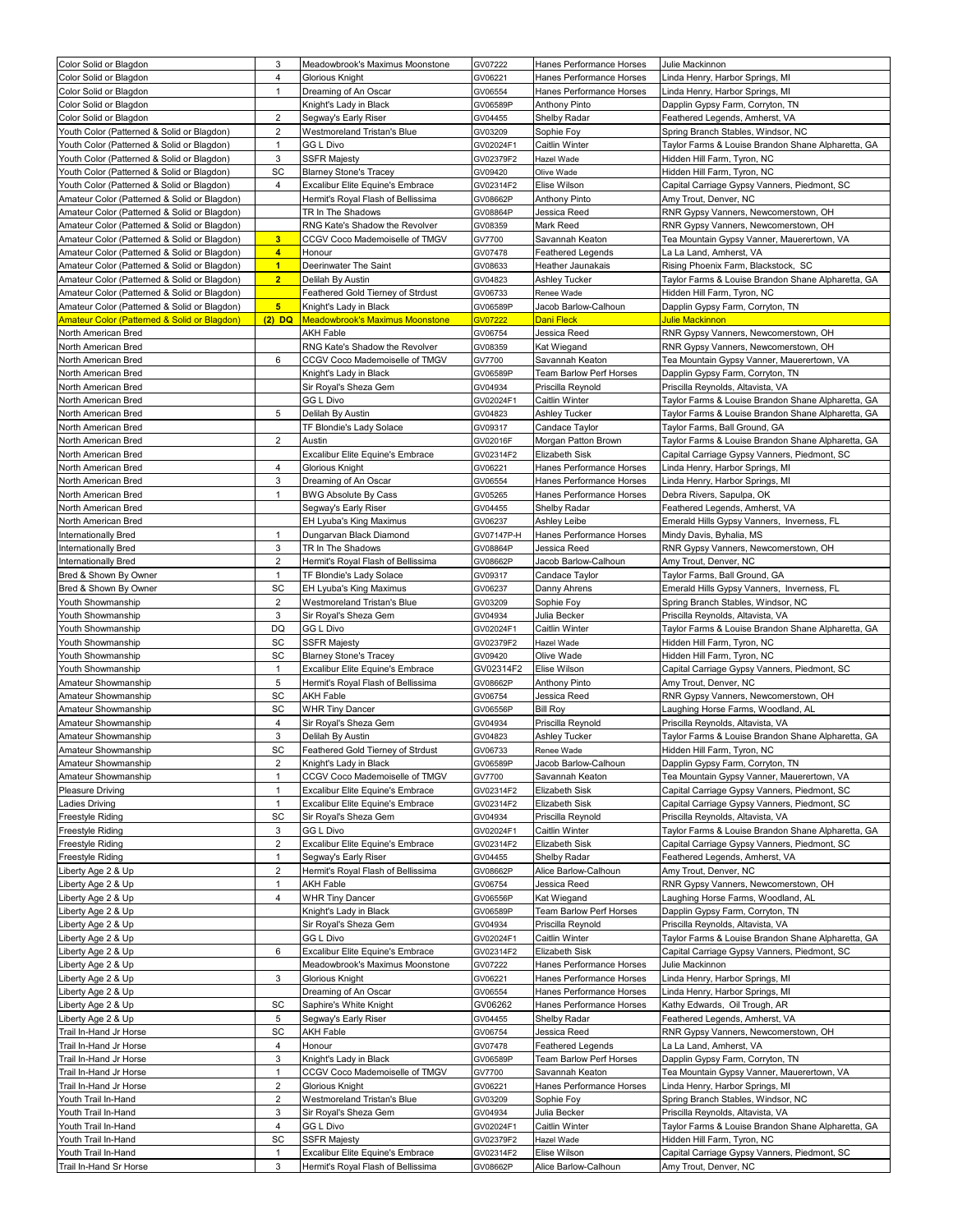| Color Solid or Blagdon | 3 | Meadowbrook's Maximus Moonstone | GV07222 | Hanes Performance Horses | Julie Mackinnon |
|---|---|---|---|---|---|
| Color Solid or Blagdon | 4 | Glorious Knight | GV06221 | Hanes Performance Horses | Linda Henry, Harbor Springs, MI |
| Color Solid or Blagdon | 1 | Dreaming of An Oscar | GV06554 | Hanes Performance Horses | Linda Henry, Harbor Springs, MI |
| Color Solid or Blagdon | | Knight's Lady in Black | GV06589P | Anthony Pinto | Dapplin Gypsy Farm, Corryton, TN |
| Color Solid or Blagdon | 2 | Segway's Early Riser | GV04455 | Shelby Radar | Feathered Legends, Amherst, VA |
| Youth Color (Patterned & Solid or Blagdon) | 2 | Westmoreland Tristan's Blue | GV03209 | Sophie Foy | Spring Branch Stables, Windsor, NC |
| Youth Color (Patterned & Solid or Blagdon) | 1 | GG L Divo | GV02024F1 | Caitlin Winter | Taylor Farms & Louise Brandon Shane Alpharetta, GA |
| Youth Color (Patterned & Solid or Blagdon) | 3 | SSFR Majesty | GV02379F2 | Hazel Wade | Hidden Hill Farm, Tyron, NC |
| Youth Color (Patterned & Solid or Blagdon) | SC | Blarney Stone's Tracey | GV09420 | Olive Wade | Hidden Hill Farm, Tyron, NC |
| Youth Color (Patterned & Solid or Blagdon) | 4 | Excalibur Elite Equine's Embrace | GV02314F2 | Elise Wilson | Capital Carriage Gypsy Vanners, Piedmont, SC |
| Amateur Color (Patterned & Solid or Blagdon) | | Hermit's Royal Flash of Bellissima | GV08662P | Anthony Pinto | Amy Trout, Denver, NC |
| Amateur Color (Patterned & Solid or Blagdon) | | TR In The Shadows | GV08864P | Jessica Reed | RNR Gypsy Vanners, Newcomerstown, OH |
| Amateur Color (Patterned & Solid or Blagdon) | | RNG Kate's Shadow the Revolver | GV08359 | Mark Reed | RNR Gypsy Vanners, Newcomerstown, OH |
| Amateur Color (Patterned & Solid or Blagdon) | 3 | CCGV Coco Mademoiselle of TMGV | GV7700 | Savannah Keaton | Tea Mountain Gypsy Vanner, Mauerertown, VA |
| Amateur Color (Patterned & Solid or Blagdon) | 4 | Honour | GV07478 | Feathered Legends | La La Land, Amherst, VA |
| Amateur Color (Patterned & Solid or Blagdon) | 1 | Deerinwater The Saint | GV08633 | Heather Jaunakais | Rising Phoenix Farm, Blackstock, SC |
| Amateur Color (Patterned & Solid or Blagdon) | 2 | Delilah By Austin | GV04823 | Ashley Tucker | Taylor Farms & Louise Brandon Shane Alpharetta, GA |
| Amateur Color (Patterned & Solid or Blagdon) | | Feathered Gold Tierney of Strdust | GV06733 | Renee Wade | Hidden Hill Farm, Tyron, NC |
| Amateur Color (Patterned & Solid or Blagdon) | 5 | Knight's Lady in Black | GV06589P | Jacob Barlow-Calhoun | Dapplin Gypsy Farm, Corryton, TN |
| Amateur Color (Patterned & Solid or Blagdon) | (2) DQ | Meadowbrook's Maximus Moonstone | GV07222 | Dani Fleck | Julie Mackinnon |
| North American Bred | | AKH Fable | GV06754 | Jessica Reed | RNR Gypsy Vanners, Newcomerstown, OH |
| North American Bred | | RNG Kate's Shadow the Revolver | GV08359 | Kat Wiegand | RNR Gypsy Vanners, Newcomerstown, OH |
| North American Bred | 6 | CCGV Coco Mademoiselle of TMGV | GV7700 | Savannah Keaton | Tea Mountain Gypsy Vanner, Mauerertown, VA |
| North American Bred | | Knight's Lady in Black | GV06589P | Team Barlow Perf Horses | Dapplin Gypsy Farm, Corryton, TN |
| North American Bred | | Sir Royal's Sheza Gem | GV04934 | Priscilla Reynold | Priscilla Reynolds, Altavista, VA |
| North American Bred | | GG L Divo | GV02024F1 | Caitlin Winter | Taylor Farms & Louise Brandon Shane Alpharetta, GA |
| North American Bred | 5 | Delilah By Austin | GV04823 | Ashley Tucker | Taylor Farms & Louise Brandon Shane Alpharetta, GA |
| North American Bred | | TF Blondie's Lady Solace | GV09317 | Candace Taylor | Taylor Farms, Ball Ground, GA |
| North American Bred | 2 | Austin | GV02016F | Morgan Patton Brown | Taylor Farms & Louise Brandon Shane Alpharetta, GA |
| North American Bred | | Excalibur Elite Equine's Embrace | GV02314F2 | Elizabeth Sisk | Capital Carriage Gypsy Vanners, Piedmont, SC |
| North American Bred | 4 | Glorious Knight | GV06221 | Hanes Performance Horses | Linda Henry, Harbor Springs, MI |
| North American Bred | 3 | Dreaming of An Oscar | GV06554 | Hanes Performance Horses | Linda Henry, Harbor Springs, MI |
| North American Bred | 1 | BWG Absolute By Cass | GV05265 | Hanes Performance Horses | Debra Rivers, Sapulpa, OK |
| North American Bred | | Segway's Early Riser | GV04455 | Shelby Radar | Feathered Legends, Amherst, VA |
| North American Bred | | EH Lyuba's King Maximus | GV06237 | Ashley Leibe | Emerald Hills Gypsy Vanners, Inverness, FL |
| Internationally Bred | 1 | Dungarvan Black Diamond | GV07147P-H | Hanes Performance Horses | Mindy Davis, Byhalia, MS |
| Internationally Bred | 3 | TR In The Shadows | GV08864P | Jessica Reed | RNR Gypsy Vanners, Newcomerstown, OH |
| Internationally Bred | 2 | Hermit's Royal Flash of Bellissima | GV08662P | Jacob Barlow-Calhoun | Amy Trout, Denver, NC |
| Bred & Shown By Owner | 1 | TF Blondie's Lady Solace | GV09317 | Candace Taylor | Taylor Farms, Ball Ground, GA |
| Bred & Shown By Owner | SC | EH Lyuba's King Maximus | GV06237 | Danny Ahrens | Emerald Hills Gypsy Vanners, Inverness, FL |
| Youth Showmanship | 2 | Westmoreland Tristan's Blue | GV03209 | Sophie Foy | Spring Branch Stables, Windsor, NC |
| Youth Showmanship | 3 | Sir Royal's Sheza Gem | GV04934 | Julia Becker | Priscilla Reynolds, Altavista, VA |
| Youth Showmanship | DQ | GG L Divo | GV02024F1 | Caitlin Winter | Taylor Farms & Louise Brandon Shane Alpharetta, GA |
| Youth Showmanship | SC | SSFR Majesty | GV02379F2 | Hazel Wade | Hidden Hill Farm, Tyron, NC |
| Youth Showmanship | SC | Blarney Stone's Tracey | GV09420 | Olive Wade | Hidden Hill Farm, Tyron, NC |
| Youth Showmanship | 1 | Excalibur Elite Equine's Embrace | GV02314F2 | Elise Wilson | Capital Carriage Gypsy Vanners, Piedmont, SC |
| Amateur Showmanship | 5 | Hermit's Royal Flash of Bellissima | GV08662P | Anthony Pinto | Amy Trout, Denver, NC |
| Amateur Showmanship | SC | AKH Fable | GV06754 | Jessica Reed | RNR Gypsy Vanners, Newcomerstown, OH |
| Amateur Showmanship | SC | WHR Tiny Dancer | GV06556P | Bill Roy | Laughing Horse Farms, Woodland, AL |
| Amateur Showmanship | 4 | Sir Royal's Sheza Gem | GV04934 | Priscilla Reynold | Priscilla Reynolds, Altavista, VA |
| Amateur Showmanship | 3 | Delilah By Austin | GV04823 | Ashley Tucker | Taylor Farms & Louise Brandon Shane Alpharetta, GA |
| Amateur Showmanship | SC | Feathered Gold Tierney of Strdust | GV06733 | Renee Wade | Hidden Hill Farm, Tyron, NC |
| Amateur Showmanship | 2 | Knight's Lady in Black | GV06589P | Jacob Barlow-Calhoun | Dapplin Gypsy Farm, Corryton, TN |
| Amateur Showmanship | 1 | CCGV Coco Mademoiselle of TMGV | GV7700 | Savannah Keaton | Tea Mountain Gypsy Vanner, Mauerertown, VA |
| Pleasure Driving | 1 | Excalibur Elite Equine's Embrace | GV02314F2 | Elizabeth Sisk | Capital Carriage Gypsy Vanners, Piedmont, SC |
| Ladies Driving | 1 | Excalibur Elite Equine's Embrace | GV02314F2 | Elizabeth Sisk | Capital Carriage Gypsy Vanners, Piedmont, SC |
| Freestyle Riding | SC | Sir Royal's Sheza Gem | GV04934 | Priscilla Reynold | Priscilla Reynolds, Altavista, VA |
| Freestyle Riding | 3 | GG L Divo | GV02024F1 | Caitlin Winter | Taylor Farms & Louise Brandon Shane Alpharetta, GA |
| Freestyle Riding | 2 | Excalibur Elite Equine's Embrace | GV02314F2 | Elizabeth Sisk | Capital Carriage Gypsy Vanners, Piedmont, SC |
| Freestyle Riding | 1 | Segway's Early Riser | GV04455 | Shelby Radar | Feathered Legends, Amherst, VA |
| Liberty Age 2 & Up | 2 | Hermit's Royal Flash of Bellissima | GV08662P | Alice Barlow-Calhoun | Amy Trout, Denver, NC |
| Liberty Age 2 & Up | 1 | AKH Fable | GV06754 | Jessica Reed | RNR Gypsy Vanners, Newcomerstown, OH |
| Liberty Age 2 & Up | 4 | WHR Tiny Dancer | GV06556P | Kat Wiegand | Laughing Horse Farms, Woodland, AL |
| Liberty Age 2 & Up | | Knight's Lady in Black | GV06589P | Team Barlow Perf Horses | Dapplin Gypsy Farm, Corryton, TN |
| Liberty Age 2 & Up | | Sir Royal's Sheza Gem | GV04934 | Priscilla Reynold | Priscilla Reynolds, Altavista, VA |
| Liberty Age 2 & Up | | GG L Divo | GV02024F1 | Caitlin Winter | Taylor Farms & Louise Brandon Shane Alpharetta, GA |
| Liberty Age 2 & Up | 6 | Excalibur Elite Equine's Embrace | GV02314F2 | Elizabeth Sisk | Capital Carriage Gypsy Vanners, Piedmont, SC |
| Liberty Age 2 & Up | | Meadowbrook's Maximus Moonstone | GV07222 | Hanes Performance Horses | Julie Mackinnon |
| Liberty Age 2 & Up | 3 | Glorious Knight | GV06221 | Hanes Performance Horses | Linda Henry, Harbor Springs, MI |
| Liberty Age 2 & Up | | Dreaming of An Oscar | GV06554 | Hanes Performance Horses | Linda Henry, Harbor Springs, MI |
| Liberty Age 2 & Up | SC | Saphire's White Knight | GV06262 | Hanes Performance Horses | Kathy Edwards, Oil Trough, AR |
| Liberty Age 2 & Up | 5 | Segway's Early Riser | GV04455 | Shelby Radar | Feathered Legends, Amherst, VA |
| Trail In-Hand Jr Horse | SC | AKH Fable | GV06754 | Jessica Reed | RNR Gypsy Vanners, Newcomerstown, OH |
| Trail In-Hand Jr Horse | 4 | Honour | GV07478 | Feathered Legends | La La Land, Amherst, VA |
| Trail In-Hand Jr Horse | 3 | Knight's Lady in Black | GV06589P | Team Barlow Perf Horses | Dapplin Gypsy Farm, Corryton, TN |
| Trail In-Hand Jr Horse | 1 | CCGV Coco Mademoiselle of TMGV | GV7700 | Savannah Keaton | Tea Mountain Gypsy Vanner, Mauerertown, VA |
| Trail In-Hand Jr Horse | 2 | Glorious Knight | GV06221 | Hanes Performance Horses | Linda Henry, Harbor Springs, MI |
| Youth Trail In-Hand | 2 | Westmoreland Tristan's Blue | GV03209 | Sophie Foy | Spring Branch Stables, Windsor, NC |
| Youth Trail In-Hand | 3 | Sir Royal's Sheza Gem | GV04934 | Julia Becker | Priscilla Reynolds, Altavista, VA |
| Youth Trail In-Hand | 4 | GG L Divo | GV02024F1 | Caitlin Winter | Taylor Farms & Louise Brandon Shane Alpharetta, GA |
| Youth Trail In-Hand | SC | SSFR Majesty | GV02379F2 | Hazel Wade | Hidden Hill Farm, Tyron, NC |
| Youth Trail In-Hand | 1 | Excalibur Elite Equine's Embrace | GV02314F2 | Elise Wilson | Capital Carriage Gypsy Vanners, Piedmont, SC |
| Trail In-Hand Sr Horse | 3 | Hermit's Royal Flash of Bellissima | GV08662P | Alice Barlow-Calhoun | Amy Trout, Denver, NC |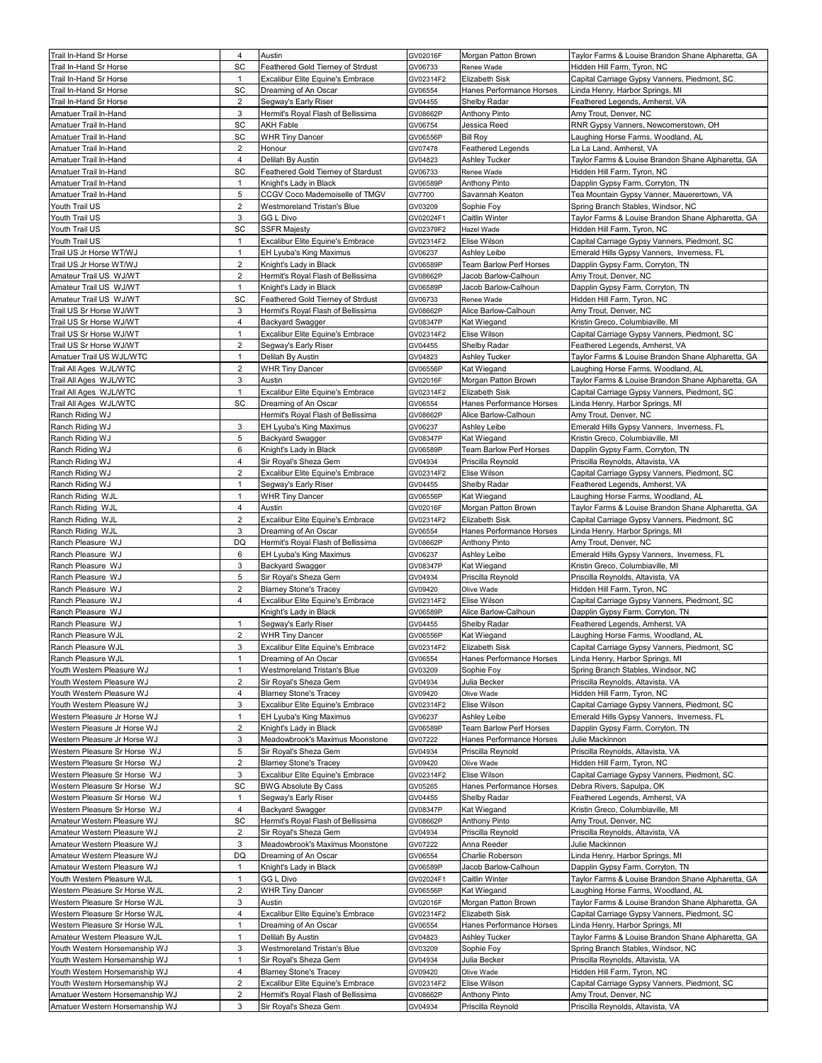| Trail In-Hand Sr Horse | 4 | Austin | GV02016F | Morgan Patton Brown | Taylor Farms & Louise Brandon Shane Alpharetta, GA |
|---|---|---|---|---|---|
| Trail In-Hand Sr Horse | SC | Feathered Gold Tierney of Strdust | GV06733 | Renee Wade | Hidden Hill Farm, Tyron, NC |
| Trail In-Hand Sr Horse | 1 | Excalibur Elite Equine's Embrace | GV02314F2 | Elizabeth Sisk | Capital Carriage Gypsy Vanners, Piedmont, SC |
| Trail In-Hand Sr Horse | SC | Dreaming of An Oscar | GV06554 | Hanes Performance Horses | Linda Henry, Harbor Springs, MI |
| Trail In-Hand Sr Horse | 2 | Segway's Early Riser | GV04455 | Shelby Radar | Feathered Legends, Amherst, VA |
| Amatuer Trail In-Hand | 3 | Hermit's Royal Flash of Bellissima | GV08662P | Anthony Pinto | Amy Trout, Denver, NC |
| Amatuer Trail In-Hand | SC | AKH Fable | GV06754 | Jessica Reed | RNR Gypsy Vanners, Newcomerstown, OH |
| Amatuer Trail In-Hand | SC | WHR Tiny Dancer | GV06556P | Bill Roy | Laughing Horse Farms, Woodland, AL |
| Amatuer Trail In-Hand | 2 | Honour | GV07478 | Feathered Legends | La La Land, Amherst, VA |
| Amatuer Trail In-Hand | 4 | Delilah By Austin | GV04823 | Ashley Tucker | Taylor Farms & Louise Brandon Shane Alpharetta, GA |
| Amatuer Trail In-Hand | SC | Feathered Gold Tierney of Stardust | GV06733 | Renee Wade | Hidden Hill Farm, Tyron, NC |
| Amatuer Trail In-Hand | 1 | Knight's Lady in Black | GV06589P | Anthony Pinto | Dapplin Gypsy Farm, Corryton, TN |
| Amatuer Trail In-Hand | 5 | CCGV Coco Mademoiselle of TMGV | GV7700 | Savannah Keaton | Tea Mountain Gypsy Vanner, Mauerertown, VA |
| Youth Trail US | 2 | Westmoreland Tristan's Blue | GV03209 | Sophie Foy | Spring Branch Stables, Windsor, NC |
| Youth Trail US | 3 | GG L Divo | GV02024F1 | Caitlin Winter | Taylor Farms & Louise Brandon Shane Alpharetta, GA |
| Youth Trail US | SC | SSFR Majesty | GV02379F2 | Hazel Wade | Hidden Hill Farm, Tyron, NC |
| Youth Trail US | 1 | Excalibur Elite Equine's Embrace | GV02314F2 | Elise Wilson | Capital Carriage Gypsy Vanners, Piedmont, SC |
| Trail US Jr Horse WT/WJ | 1 | EH Lyuba's King Maximus | GV06237 | Ashley Leibe | Emerald Hills Gypsy Vanners, Inverness, FL |
| Trail US Jr Horse WT/WJ | 2 | Knight's Lady in Black | GV06589P | Team Barlow Perf Horses | Dapplin Gypsy Farm, Corryton, TN |
| Amateur Trail US WJ/WT | 2 | Hermit's Royal Flash of Bellissima | GV08662P | Jacob Barlow-Calhoun | Amy Trout, Denver, NC |
| Amateur Trail US WJ/WT | 1 | Knight's Lady in Black | GV06589P | Jacob Barlow-Calhoun | Dapplin Gypsy Farm, Corryton, TN |
| Amateur Trail US WJ/WT | SC | Feathered Gold Tierney of Strdust | GV06733 | Renee Wade | Hidden Hill Farm, Tyron, NC |
| Trail US Sr Horse WJ/WT | 3 | Hermit's Royal Flash of Bellissima | GV08662P | Alice Barlow-Calhoun | Amy Trout, Denver, NC |
| Trail US Sr Horse WJ/WT | 4 | Backyard Swagger | GV08347P | Kat Wiegand | Kristin Greco, Columbiaville, MI |
| Trail US Sr Horse WJ/WT | 1 | Excalibur Elite Equine's Embrace | GV02314F2 | Elise Wilson | Capital Carriage Gypsy Vanners, Piedmont, SC |
| Trail US Sr Horse WJ/WT | 2 | Segway's Early Riser | GV04455 | Shelby Radar | Feathered Legends, Amherst, VA |
| Amatuer Trail US WJL/WTC | 1 | Delilah By Austin | GV04823 | Ashley Tucker | Taylor Farms & Louise Brandon Shane Alpharetta, GA |
| Trail All Ages WJL/WTC | 2 | WHR Tiny Dancer | GV06556P | Kat Wiegand | Laughing Horse Farms, Woodland, AL |
| Trail All Ages WJL/WTC | 3 | Austin | GV02016F | Morgan Patton Brown | Taylor Farms & Louise Brandon Shane Alpharetta, GA |
| Trail All Ages WJL/WTC | 1 | Excalibur Elite Equine's Embrace | GV02314F2 | Elizabeth Sisk | Capital Carriage Gypsy Vanners, Piedmont, SC |
| Trail All Ages WJL/WTC | SC | Dreaming of An Oscar | GV06554 | Hanes Performance Horses | Linda Henry, Harbor Springs, MI |
| Ranch Riding WJ | | Hermit's Royal Flash of Bellissima | GV08662P | Alice Barlow-Calhoun | Amy Trout, Denver, NC |
| Ranch Riding WJ | 3 | EH Lyuba's King Maximus | GV06237 | Ashley Leibe | Emerald Hills Gypsy Vanners, Inverness, FL |
| Ranch Riding WJ | 5 | Backyard Swagger | GV08347P | Kat Wiegand | Kristin Greco, Columbiaville, MI |
| Ranch Riding WJ | 6 | Knight's Lady in Black | GV06589P | Team Barlow Perf Horses | Dapplin Gypsy Farm, Corryton, TN |
| Ranch Riding WJ | 4 | Sir Royal's Sheza Gem | GV04934 | Priscilla Reynold | Priscilla Reynolds, Altavista, VA |
| Ranch Riding WJ | 2 | Excalibur Elite Equine's Embrace | GV02314F2 | Elise Wilson | Capital Carriage Gypsy Vanners, Piedmont, SC |
| Ranch Riding WJ | 1 | Segway's Early Riser | GV04455 | Shelby Radar | Feathered Legends, Amherst, VA |
| Ranch Riding WJL | 1 | WHR Tiny Dancer | GV06556P | Kat Wiegand | Laughing Horse Farms, Woodland, AL |
| Ranch Riding WJL | 4 | Austin | GV02016F | Morgan Patton Brown | Taylor Farms & Louise Brandon Shane Alpharetta, GA |
| Ranch Riding WJL | 2 | Excalibur Elite Equine's Embrace | GV02314F2 | Elizabeth Sisk | Capital Carriage Gypsy Vanners, Piedmont, SC |
| Ranch Riding WJL | 3 | Dreaming of An Oscar | GV06554 | Hanes Performance Horses | Linda Henry, Harbor Springs, MI |
| Ranch Pleasure WJ | DQ | Hermit's Royal Flash of Bellissima | GV08662P | Anthony Pinto | Amy Trout, Denver, NC |
| Ranch Pleasure WJ | 6 | EH Lyuba's King Maximus | GV06237 | Ashley Leibe | Emerald Hills Gypsy Vanners, Inverness, FL |
| Ranch Pleasure WJ | 3 | Backyard Swagger | GV08347P | Kat Wiegand | Kristin Greco, Columbiaville, MI |
| Ranch Pleasure WJ | 5 | Sir Royal's Sheza Gem | GV04934 | Priscilla Reynold | Priscilla Reynolds, Altavista, VA |
| Ranch Pleasure WJ | 2 | Blarney Stone's Tracey | GV09420 | Olive Wade | Hidden Hill Farm, Tyron, NC |
| Ranch Pleasure WJ | 4 | Excalibur Elite Equine's Embrace | GV02314F2 | Elise Wilson | Capital Carriage Gypsy Vanners, Piedmont, SC |
| Ranch Pleasure WJ | | Knight's Lady in Black | GV06589P | Alice Barlow-Calhoun | Dapplin Gypsy Farm, Corryton, TN |
| Ranch Pleasure WJ | 1 | Segway's Early Riser | GV04455 | Shelby Radar | Feathered Legends, Amherst, VA |
| Ranch Pleasure WJL | 2 | WHR Tiny Dancer | GV06556P | Kat Wiegand | Laughing Horse Farms, Woodland, AL |
| Ranch Pleasure WJL | 3 | Excalibur Elite Equine's Embrace | GV02314F2 | Elizabeth Sisk | Capital Carriage Gypsy Vanners, Piedmont, SC |
| Ranch Pleasure WJL | 1 | Dreaming of An Oscar | GV06554 | Hanes Performance Horses | Linda Henry, Harbor Springs, MI |
| Youth Western Pleasure WJ | 1 | Westmoreland Tristan's Blue | GV03209 | Sophie Foy | Spring Branch Stables, Windsor, NC |
| Youth Western Pleasure WJ | 2 | Sir Royal's Sheza Gem | GV04934 | Julia Becker | Priscilla Reynolds, Altavista, VA |
| Youth Western Pleasure WJ | 4 | Blarney Stone's Tracey | GV09420 | Olive Wade | Hidden Hill Farm, Tyron, NC |
| Youth Western Pleasure WJ | 3 | Excalibur Elite Equine's Embrace | GV02314F2 | Elise Wilson | Capital Carriage Gypsy Vanners, Piedmont, SC |
| Western Pleasure Jr Horse WJ | 1 | EH Lyuba's King Maximus | GV06237 | Ashley Leibe | Emerald Hills Gypsy Vanners, Inverness, FL |
| Western Pleasure Jr Horse WJ | 2 | Knight's Lady in Black | GV06589P | Team Barlow Perf Horses | Dapplin Gypsy Farm, Corryton, TN |
| Western Pleasure Jr Horse WJ | 3 | Meadowbrook's Maximus Moonstone | GV07222 | Hanes Performance Horses | Julie Mackinnon |
| Western Pleasure Sr Horse WJ | 5 | Sir Royal's Sheza Gem | GV04934 | Priscilla Reynold | Priscilla Reynolds, Altavista, VA |
| Western Pleasure Sr Horse WJ | 2 | Blarney Stone's Tracey | GV09420 | Olive Wade | Hidden Hill Farm, Tyron, NC |
| Western Pleasure Sr Horse WJ | 3 | Excalibur Elite Equine's Embrace | GV02314F2 | Elise Wilson | Capital Carriage Gypsy Vanners, Piedmont, SC |
| Western Pleasure Sr Horse WJ | SC | BWG Absolute By Cass | GV05265 | Hanes Performance Horses | Debra Rivers, Sapulpa, OK |
| Western Pleasure Sr Horse WJ | 1 | Segway's Early Riser | GV04455 | Shelby Radar | Feathered Legends, Amherst, VA |
| Western Pleasure Sr Horse WJ | 4 | Backyard Swagger | GV08347P | Kat Wiegand | Kristin Greco, Columbiaville, MI |
| Amateur Western Pleasure WJ | SC | Hermit's Royal Flash of Bellissima | GV08662P | Anthony Pinto | Amy Trout, Denver, NC |
| Amateur Western Pleasure WJ | 2 | Sir Royal's Sheza Gem | GV04934 | Priscilla Reynold | Priscilla Reynolds, Altavista, VA |
| Amateur Western Pleasure WJ | 3 | Meadowbrook's Maximus Moonstone | GV07222 | Anna Reeder | Julie Mackinnon |
| Amateur Western Pleasure WJ | DQ | Dreaming of An Oscar | GV06554 | Charlie Roberson | Linda Henry, Harbor Springs, MI |
| Amateur Western Pleasure WJ | 1 | Knight's Lady in Black | GV06589P | Jacob Barlow-Calhoun | Dapplin Gypsy Farm, Corryton, TN |
| Youth Western Pleasure WJL | 1 | GG L Divo | GV02024F1 | Caitlin Winter | Taylor Farms & Louise Brandon Shane Alpharetta, GA |
| Western Pleasure Sr Horse WJL | 2 | WHR Tiny Dancer | GV06556P | Kat Wiegand | Laughing Horse Farms, Woodland, AL |
| Western Pleasure Sr Horse WJL | 3 | Austin | GV02016F | Morgan Patton Brown | Taylor Farms & Louise Brandon Shane Alpharetta, GA |
| Western Pleasure Sr Horse WJL | 4 | Excalibur Elite Equine's Embrace | GV02314F2 | Elizabeth Sisk | Capital Carriage Gypsy Vanners, Piedmont, SC |
| Western Pleasure Sr Horse WJL | 1 | Dreaming of An Oscar | GV06554 | Hanes Performance Horses | Linda Henry, Harbor Springs, MI |
| Amateur Western Pleasure WJL | 1 | Delilah By Austin | GV04823 | Ashley Tucker | Taylor Farms & Louise Brandon Shane Alpharetta, GA |
| Youth Western Horsemanship WJ | 3 | Westmoreland Tristan's Blue | GV03209 | Sophie Foy | Spring Branch Stables, Windsor, NC |
| Youth Western Horsemanship WJ | 1 | Sir Royal's Sheza Gem | GV04934 | Julia Becker | Priscilla Reynolds, Altavista, VA |
| Youth Western Horsemanship WJ | 4 | Blarney Stone's Tracey | GV09420 | Olive Wade | Hidden Hill Farm, Tyron, NC |
| Youth Western Horsemanship WJ | 2 | Excalibur Elite Equine's Embrace | GV02314F2 | Elise Wilson | Capital Carriage Gypsy Vanners, Piedmont, SC |
| Amatuer Western Horsemanship WJ | 2 | Hermit's Royal Flash of Bellissima | GV08662P | Anthony Pinto | Amy Trout, Denver, NC |
| Amatuer Western Horsemanship WJ | 3 | Sir Royal's Sheza Gem | GV04934 | Priscilla Reynold | Priscilla Reynolds, Altavista, VA |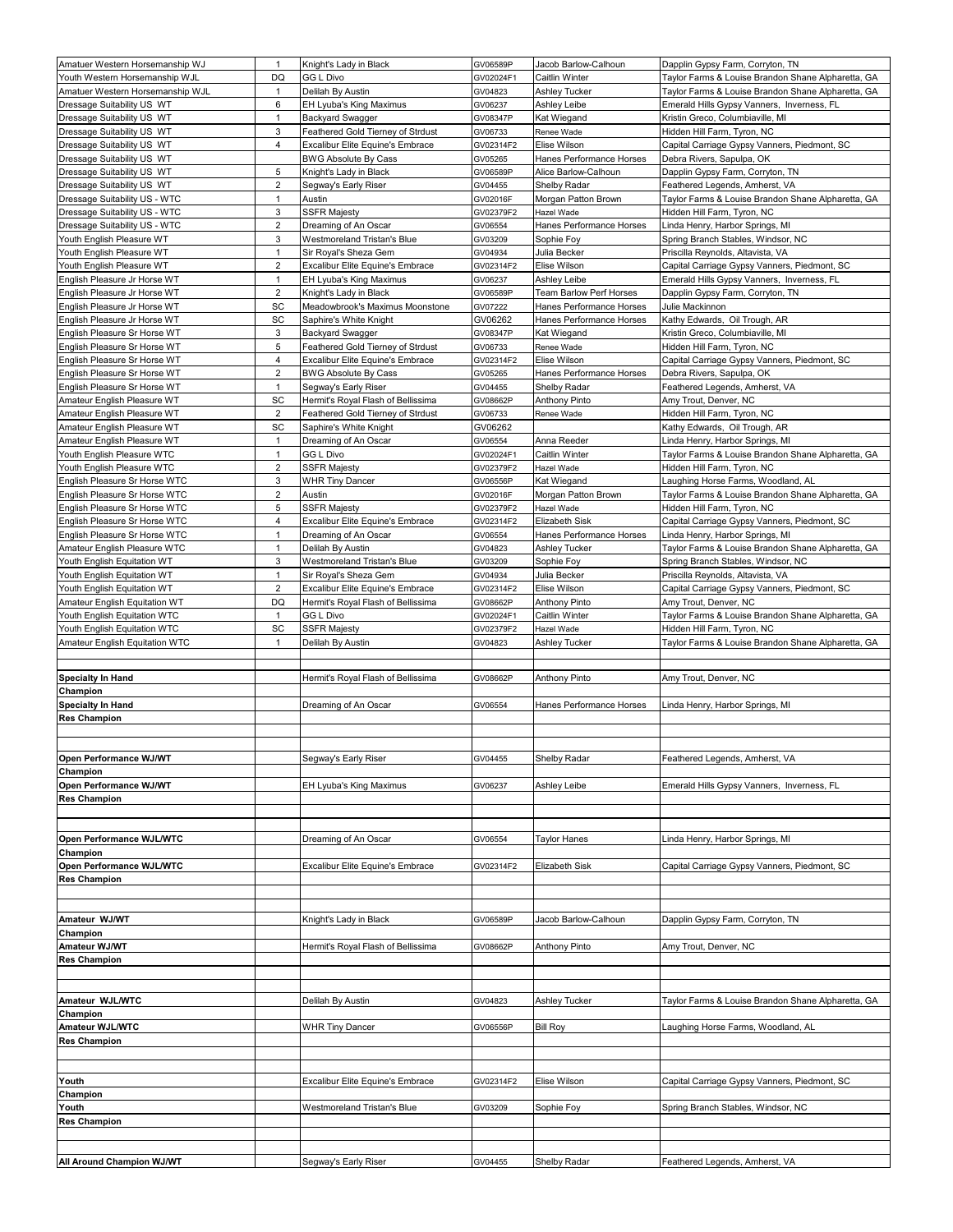| | | | | | |
|---|---|---|---|---|---|
| Amatuer Western Horsemanship WJ | 1 | Knight's Lady in Black | GV06589P | Jacob Barlow-Calhoun | Dapplin Gypsy Farm, Corryton, TN |
| Youth Western Horsemanship WJL | DQ | GG L Divo | GV02024F1 | Caitlin Winter | Taylor Farms & Louise Brandon Shane Alpharetta, GA |
| Amatuer Western Horsemanship WJL | 1 | Delilah By Austin | GV04823 | Ashley Tucker | Taylor Farms & Louise Brandon Shane Alpharetta, GA |
| Dressage Suitability US WT | 6 | EH Lyuba's King Maximus | GV06237 | Ashley Leibe | Emerald Hills Gypsy Vanners, Inverness, FL |
| Dressage Suitability US WT | 1 | Backyard Swagger | GV08347P | Kat Wiegand | Kristin Greco, Columbiaville, MI |
| Dressage Suitability US WT | 3 | Feathered Gold Tierney of Strdust | GV06733 | Renee Wade | Hidden Hill Farm, Tyron, NC |
| Dressage Suitability US WT | 4 | Excalibur Elite Equine's Embrace | GV02314F2 | Elise Wilson | Capital Carriage Gypsy Vanners, Piedmont, SC |
| Dressage Suitability US WT | | BWG Absolute By Cass | GV05265 | Hanes Performance Horses | Debra Rivers, Sapulpa, OK |
| Dressage Suitability US WT | 5 | Knight's Lady in Black | GV06589P | Alice Barlow-Calhoun | Dapplin Gypsy Farm, Corryton, TN |
| Dressage Suitability US WT | 2 | Segway's Early Riser | GV04455 | Shelby Radar | Feathered Legends, Amherst, VA |
| Dressage Suitability US - WTC | 1 | Austin | GV02016F | Morgan Patton Brown | Taylor Farms & Louise Brandon Shane Alpharetta, GA |
| Dressage Suitability US - WTC | 3 | SSFR Majesty | GV02379F2 | Hazel Wade | Hidden Hill Farm, Tyron, NC |
| Dressage Suitability US - WTC | 2 | Dreaming of An Oscar | GV06554 | Hanes Performance Horses | Linda Henry, Harbor Springs, MI |
| Youth English Pleasure WT | 3 | Westmoreland Tristan's Blue | GV03209 | Sophie Foy | Spring Branch Stables, Windsor, NC |
| Youth English Pleasure WT | 1 | Sir Royal's Sheza Gem | GV04934 | Julia Becker | Priscilla Reynolds, Altavista, VA |
| Youth English Pleasure WT | 2 | Excalibur Elite Equine's Embrace | GV02314F2 | Elise Wilson | Capital Carriage Gypsy Vanners, Piedmont, SC |
| English Pleasure Jr Horse WT | 1 | EH Lyuba's King Maximus | GV06237 | Ashley Leibe | Emerald Hills Gypsy Vanners, Inverness, FL |
| English Pleasure Jr Horse WT | 2 | Knight's Lady in Black | GV06589P | Team Barlow Perf Horses | Dapplin Gypsy Farm, Corryton, TN |
| English Pleasure Jr Horse WT | SC | Meadowbrook's Maximus Moonstone | GV07222 | Hanes Performance Horses | Julie Mackinnon |
| English Pleasure Jr Horse WT | SC | Saphire's White Knight | GV06262 | Hanes Performance Horses | Kathy Edwards, Oil Trough, AR |
| English Pleasure Sr Horse WT | 3 | Backyard Swagger | GV08347P | Kat Wiegand | Kristin Greco, Columbiaville, MI |
| English Pleasure Sr Horse WT | 5 | Feathered Gold Tierney of Strdust | GV06733 | Renee Wade | Hidden Hill Farm, Tyron, NC |
| English Pleasure Sr Horse WT | 4 | Excalibur Elite Equine's Embrace | GV02314F2 | Elise Wilson | Capital Carriage Gypsy Vanners, Piedmont, SC |
| English Pleasure Sr Horse WT | 2 | BWG Absolute By Cass | GV05265 | Hanes Performance Horses | Debra Rivers, Sapulpa, OK |
| English Pleasure Sr Horse WT | 1 | Segway's Early Riser | GV04455 | Shelby Radar | Feathered Legends, Amherst, VA |
| Amateur English Pleasure WT | SC | Hermit's Royal Flash of Bellissima | GV08662P | Anthony Pinto | Amy Trout, Denver, NC |
| Amateur English Pleasure WT | 2 | Feathered Gold Tierney of Strdust | GV06733 | Renee Wade | Hidden Hill Farm, Tyron, NC |
| Amateur English Pleasure WT | SC | Saphire's White Knight | GV06262 | | Kathy Edwards, Oil Trough, AR |
| Amateur English Pleasure WT | 1 | Dreaming of An Oscar | GV06554 | Anna Reeder | Linda Henry, Harbor Springs, MI |
| Youth English Pleasure WTC | 1 | GG L Divo | GV02024F1 | Caitlin Winter | Taylor Farms & Louise Brandon Shane Alpharetta, GA |
| Youth English Pleasure WTC | 2 | SSFR Majesty | GV02379F2 | Hazel Wade | Hidden Hill Farm, Tyron, NC |
| English Pleasure Sr Horse WTC | 3 | WHR Tiny Dancer | GV06556P | Kat Wiegand | Laughing Horse Farms, Woodland, AL |
| English Pleasure Sr Horse WTC | 2 | Austin | GV02016F | Morgan Patton Brown | Taylor Farms & Louise Brandon Shane Alpharetta, GA |
| English Pleasure Sr Horse WTC | 5 | SSFR Majesty | GV02379F2 | Hazel Wade | Hidden Hill Farm, Tyron, NC |
| English Pleasure Sr Horse WTC | 4 | Excalibur Elite Equine's Embrace | GV02314F2 | Elizabeth Sisk | Capital Carriage Gypsy Vanners, Piedmont, SC |
| English Pleasure Sr Horse WTC | 1 | Dreaming of An Oscar | GV06554 | Hanes Performance Horses | Linda Henry, Harbor Springs, MI |
| Amateur English Pleasure WTC | 1 | Delilah By Austin | GV04823 | Ashley Tucker | Taylor Farms & Louise Brandon Shane Alpharetta, GA |
| Youth English Equitation WT | 3 | Westmoreland Tristan's Blue | GV03209 | Sophie Foy | Spring Branch Stables, Windsor, NC |
| Youth English Equitation WT | 1 | Sir Royal's Sheza Gem | GV04934 | Julia Becker | Priscilla Reynolds, Altavista, VA |
| Youth English Equitation WT | 2 | Excalibur Elite Equine's Embrace | GV02314F2 | Elise Wilson | Capital Carriage Gypsy Vanners, Piedmont, SC |
| Amateur English Equitation WT | DQ | Hermit's Royal Flash of Bellissima | GV08662P | Anthony Pinto | Amy Trout, Denver, NC |
| Youth English Equitation WTC | 1 | GG L Divo | GV02024F1 | Caitlin Winter | Taylor Farms & Louise Brandon Shane Alpharetta, GA |
| Youth English Equitation WTC | SC | SSFR Majesty | GV02379F2 | Hazel Wade | Hidden Hill Farm, Tyron, NC |
| Amateur English Equitation WTC | 1 | Delilah By Austin | GV04823 | Ashley Tucker | Taylor Farms & Louise Brandon Shane Alpharetta, GA |
| | | | | | |
| **Specialty In Hand Champion** | | Hermit's Royal Flash of Bellissima | GV08662P | Anthony Pinto | Amy Trout, Denver, NC |
| **Specialty In Hand Res Champion** | | Dreaming of An Oscar | GV06554 | Hanes Performance Horses | Linda Henry, Harbor Springs, MI |
| | | | | | |
| **Open Performance WJ/WT Champion** | | Segway's Early Riser | GV04455 | Shelby Radar | Feathered Legends, Amherst, VA |
| **Open Performance WJ/WT Res Champion** | | EH Lyuba's King Maximus | GV06237 | Ashley Leibe | Emerald Hills Gypsy Vanners, Inverness, FL |
| | | | | | |
| **Open Performance WJL/WTC Champion** | | Dreaming of An Oscar | GV06554 | Taylor Hanes | Linda Henry, Harbor Springs, MI |
| **Open Performance WJL/WTC Res Champion** | | Excalibur Elite Equine's Embrace | GV02314F2 | Elizabeth Sisk | Capital Carriage Gypsy Vanners, Piedmont, SC |
| | | | | | |
| **Amateur WJ/WT Champion** | | Knight's Lady in Black | GV06589P | Jacob Barlow-Calhoun | Dapplin Gypsy Farm, Corryton, TN |
| **Amateur WJ/WT Res Champion** | | Hermit's Royal Flash of Bellissima | GV08662P | Anthony Pinto | Amy Trout, Denver, NC |
| | | | | | |
| **Amateur WJL/WTC Champion** | | Delilah By Austin | GV04823 | Ashley Tucker | Taylor Farms & Louise Brandon Shane Alpharetta, GA |
| **Amateur WJL/WTC Res Champion** | | WHR Tiny Dancer | GV06556P | Bill Roy | Laughing Horse Farms, Woodland, AL |
| | | | | | |
| **Youth Champion** | | Excalibur Elite Equine's Embrace | GV02314F2 | Elise Wilson | Capital Carriage Gypsy Vanners, Piedmont, SC |
| **Youth Res Champion** | | Westmoreland Tristan's Blue | GV03209 | Sophie Foy | Spring Branch Stables, Windsor, NC |
| | | | | | |
| **All Around Champion WJ/WT** | | Segway's Early Riser | GV04455 | Shelby Radar | Feathered Legends, Amherst, VA |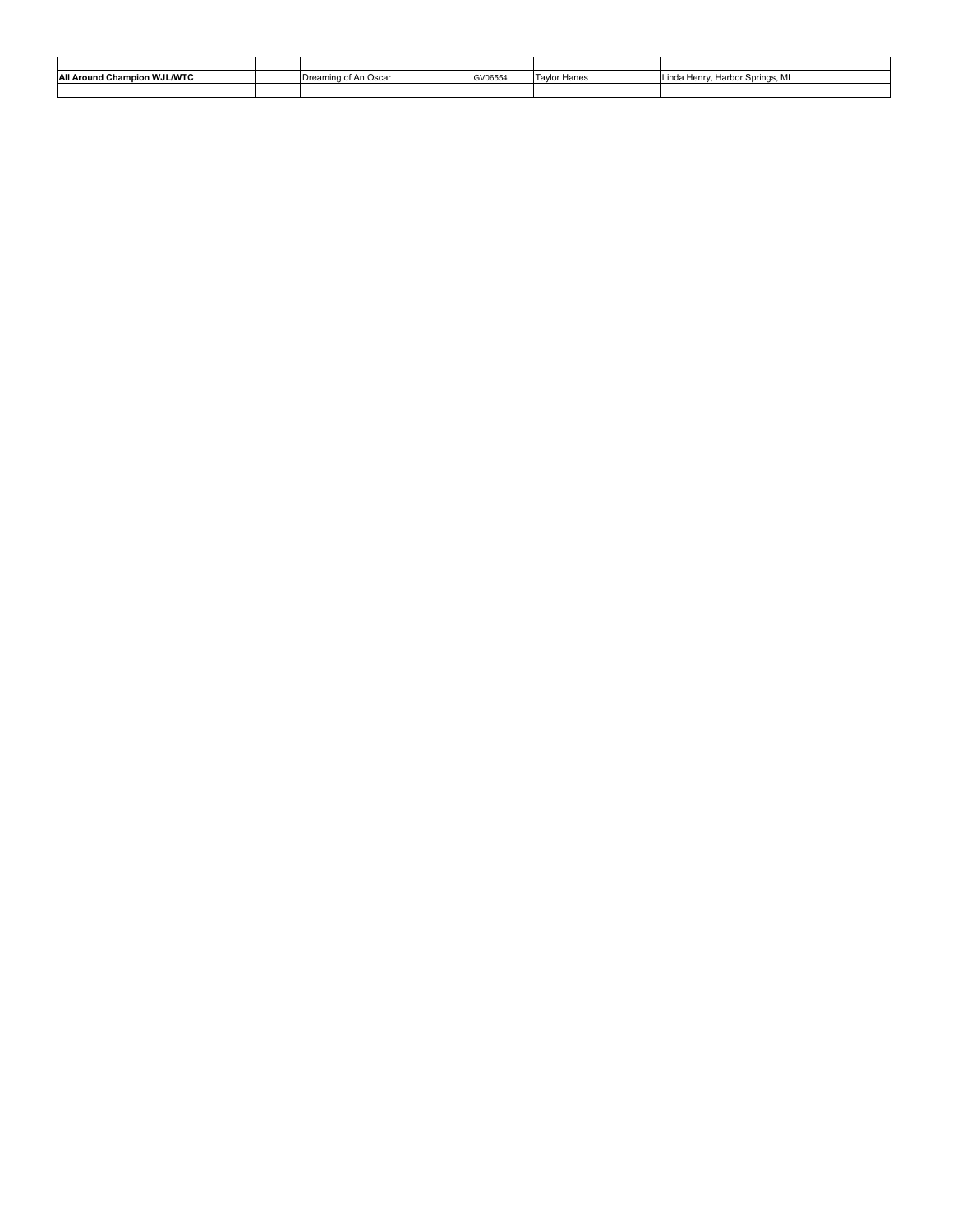| | | | | | |
|---|---|---|---|---|---|
| | | | | | |
| **All Around Champion WJL/WTC** | | Dreaming of An Oscar | GV06554 | Taylor Hanes | Linda Henry, Harbor Springs, MI |
| | | | | | |